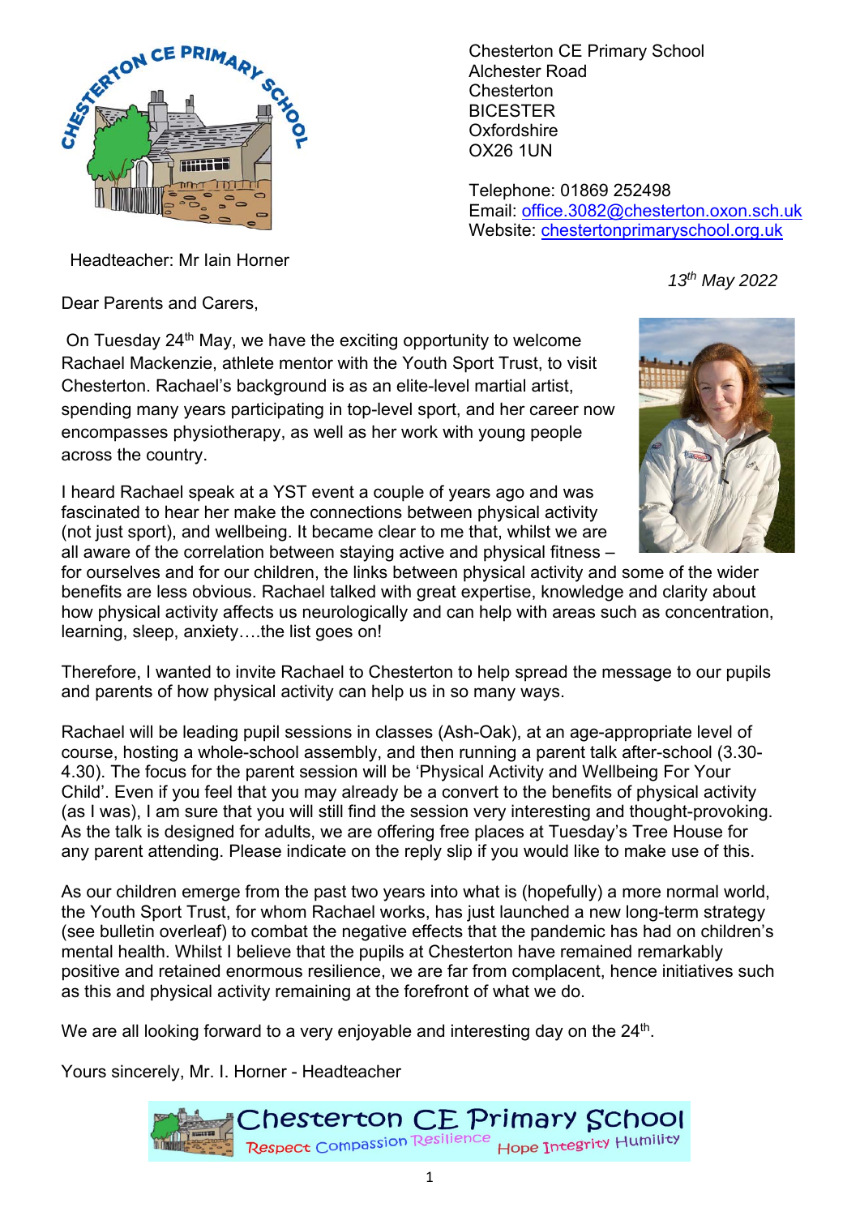Chesterton CE Primary School
Alchester Road
Chesterton
BICESTER
Oxfordshire
OX26 1UN

Telephone: 01869 252498
Email: office.3082@chesterton.oxon.sch.uk
Website: chestertonprimaryschool.org.uk

Headteacher: Mr Iain Horner

*13th May 2022*

Dear Parents and Carers,

On Tuesday 24th May, we have the exciting opportunity to welcome Rachael Mackenzie, athlete mentor with the Youth Sport Trust, to visit Chesterton. Rachael's background is as an elite-level martial artist, spending many years participating in top-level sport, and her career now encompasses physiotherapy, as well as her work with young people across the country.

I heard Rachael speak at a YST event a couple of years ago and was fascinated to hear her make the connections between physical activity (not just sport), and wellbeing. It became clear to me that, whilst we are all aware of the correlation between staying active and physical fitness – for ourselves and for our children, the links between physical activity and some of the wider benefits are less obvious. Rachael talked with great expertise, knowledge and clarity about how physical activity affects us neurologically and can help with areas such as concentration, learning, sleep, anxiety….the list goes on!

Therefore, I wanted to invite Rachael to Chesterton to help spread the message to our pupils and parents of how physical activity can help us in so many ways.

Rachael will be leading pupil sessions in classes (Ash-Oak), at an age-appropriate level of course, hosting a whole-school assembly, and then running a parent talk after-school (3.30-4.30). The focus for the parent session will be 'Physical Activity and Wellbeing For Your Child'. Even if you feel that you may already be a convert to the benefits of physical activity (as I was), I am sure that you will still find the session very interesting and thought-provoking. As the talk is designed for adults, we are offering free places at Tuesday's Tree House for any parent attending. Please indicate on the reply slip if you would like to make use of this.

As our children emerge from the past two years into what is (hopefully) a more normal world, the Youth Sport Trust, for whom Rachael works, has just launched a new long-term strategy (see bulletin overleaf) to combat the negative effects that the pandemic has had on children's mental health. Whilst I believe that the pupils at Chesterton have remained remarkably positive and retained enormous resilience, we are far from complacent, hence initiatives such as this and physical activity remaining at the forefront of what we do.

We are all looking forward to a very enjoyable and interesting day on the 24th.

Yours sincerely, Mr. I. Horner - Headteacher

Chesterton CE Primary School
Respect Compassion Resilience Hope Integrity Humility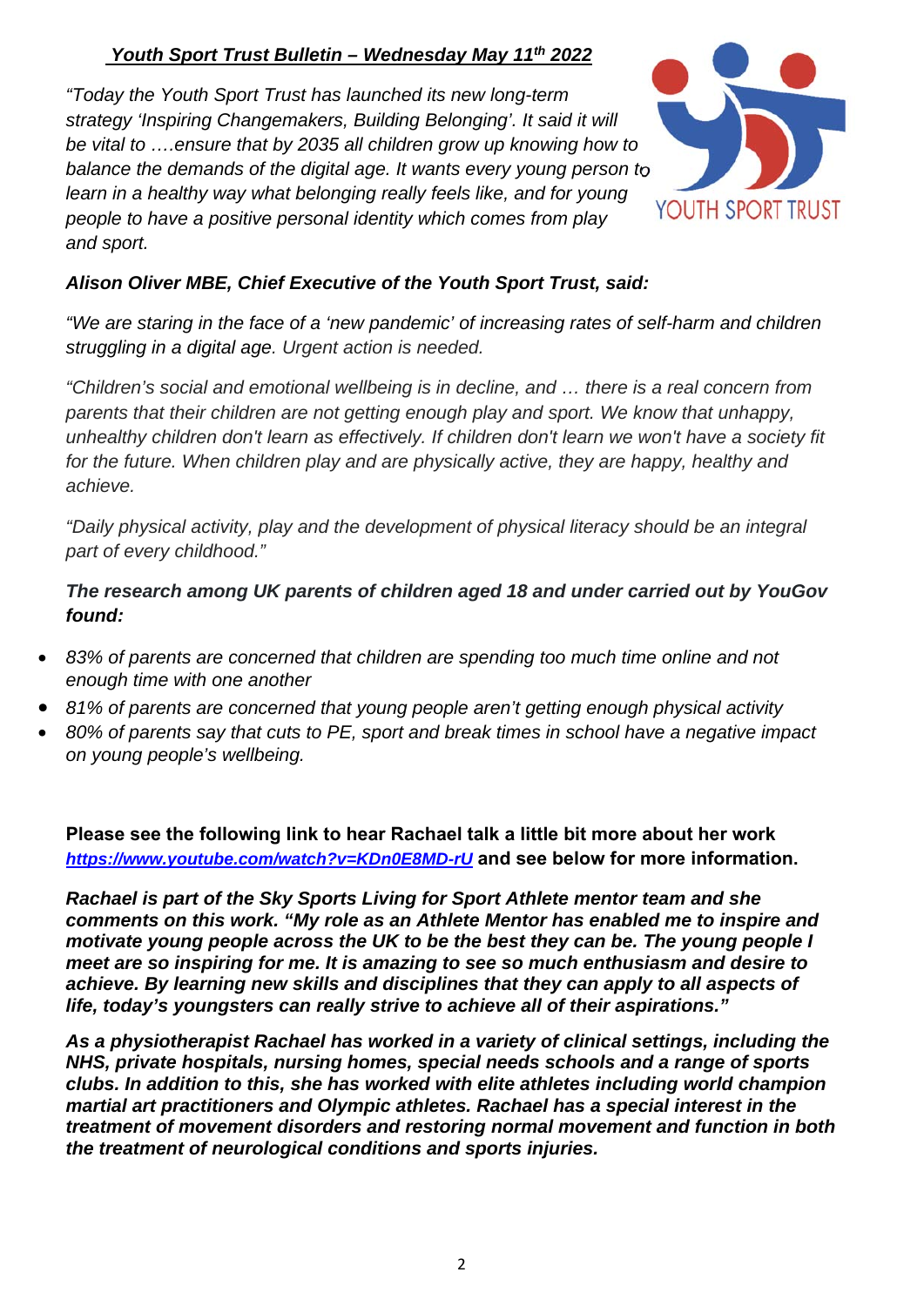***Youth Sport Trust Bulletin – Wednesday May 11th 2022***

*"Today the Youth Sport Trust has launched its new long-term strategy 'Inspiring Changemakers, Building Belonging'. It said it will be vital to ….ensure that by 2035 all children grow up knowing how to balance the demands of the digital age. It wants every young person to learn in a healthy way what belonging really feels like, and for young people to have a positive personal identity which comes from play and sport.*

***Alison Oliver MBE, Chief Executive of the Youth Sport Trust, said:***

*"We are staring in the face of a 'new pandemic' of increasing rates of self-harm and children struggling in a digital age. Urgent action is needed.*

*"Children's social and emotional wellbeing is in decline, and … there is a real concern from parents that their children are not getting enough play and sport. We know that unhappy, unhealthy children don't learn as effectively. If children don't learn we won't have a society fit for the future. When children play and are physically active, they are happy, healthy and achieve.*

*"Daily physical activity, play and the development of physical literacy should be an integral part of every childhood."*

***The research among UK parents of children aged 18 and under carried out by YouGov found:***

- *83% of parents are concerned that children are spending too much time online and not enough time with one another*
- *81% of parents are concerned that young people aren't getting enough physical activity*
- *80% of parents say that cuts to PE, sport and break times in school have a negative impact on young people's wellbeing.*

**Please see the following link to hear Rachael talk a little bit more about her work *https://www.youtube.com/watch?v=KDn0E8MD-rU* and see below for more information.**

***Rachael is part of the Sky Sports Living for Sport Athlete mentor team and she comments on this work. "My role as an Athlete Mentor has enabled me to inspire and motivate young people across the UK to be the best they can be. The young people I meet are so inspiring for me. It is amazing to see so much enthusiasm and desire to achieve. By learning new skills and disciplines that they can apply to all aspects of life, today's youngsters can really strive to achieve all of their aspirations."***

***As a physiotherapist Rachael has worked in a variety of clinical settings, including the NHS, private hospitals, nursing homes, special needs schools and a range of sports clubs. In addition to this, she has worked with elite athletes including world champion martial art practitioners and Olympic athletes. Rachael has a special interest in the treatment of movement disorders and restoring normal movement and function in both the treatment of neurological conditions and sports injuries.***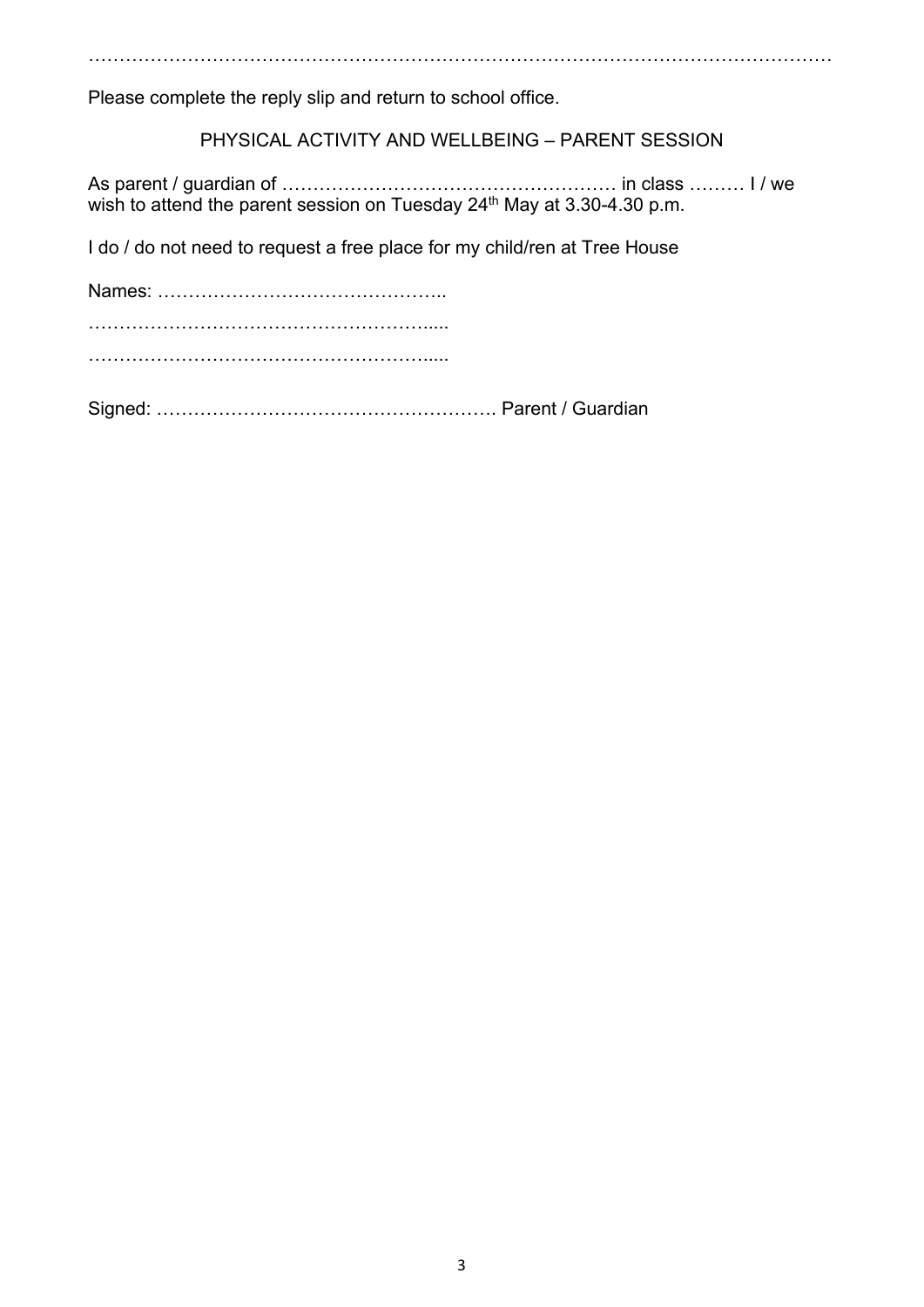…………………………………………………………………………………………………………

Please complete the reply slip and return to school office.

PHYSICAL ACTIVITY AND WELLBEING – PARENT SESSION

As parent / guardian of ……………………………………………… in class ……… I / we wish to attend the parent session on Tuesday 24th May at 3.30-4.30 p.m.

I do / do not need to request a free place for my child/ren at Tree House

Names: ………………………………………..

……………………………………………….....

……………………………………………….....

Signed: ………………………………………………. Parent / Guardian